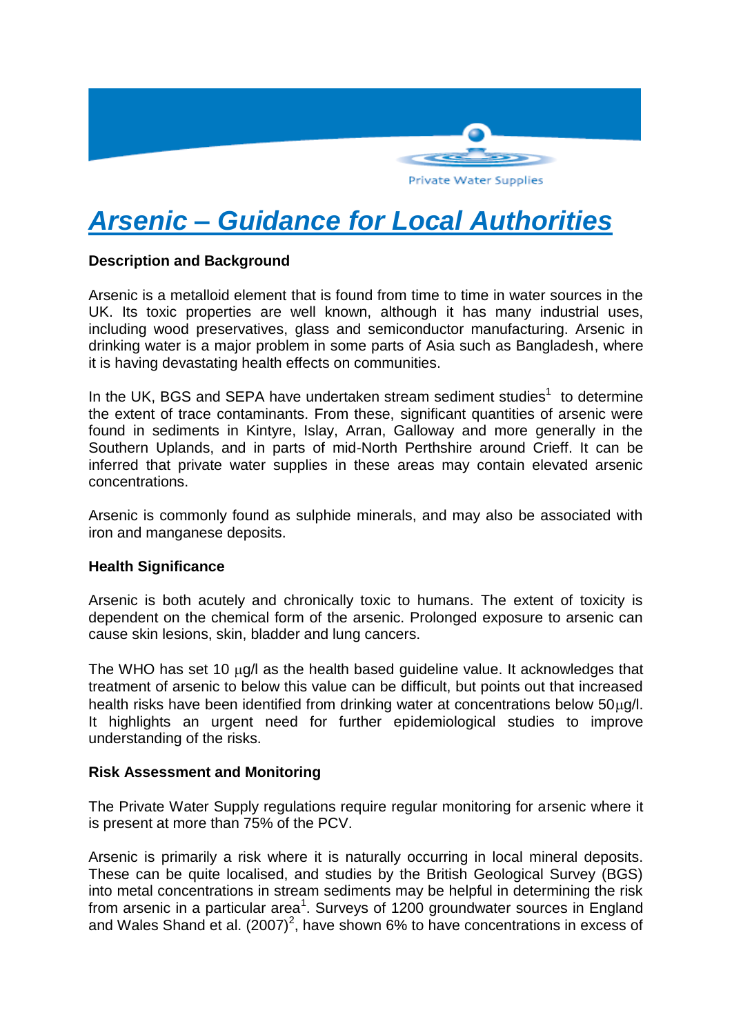Private Water Supplies

# *Arsenic – Guidance for Local Authorities*

**Description and Background**

Arsenic is a metalloid element that is found from time to time in water sources in the UK. Its toxic properties are well known, although it has many industrial uses, including wood preservatives, glass and semiconductor manufacturing. Arsenic in drinking water is a major problem in some parts of Asia such as Bangladesh, where it is having devastating health effects on communities.

In the UK, BGS and SEPA have undertaken stream sediment studies[1] to determine the extent of trace contaminants. From these, significant quantities of arsenic were found in sediments in Kintyre, Islay, Arran, Galloway and more generally in the Southern Uplands, and in parts of mid-North Perthshire around Crieff. It can be inferred that private water supplies in these areas may contain elevated arsenic concentrations.

Arsenic is commonly found as sulphide minerals, and may also be associated with iron and manganese deposits.

**Health Significance**

Arsenic is both acutely and chronically toxic to humans. The extent of toxicity is dependent on the chemical form of the arsenic. Prolonged exposure to arsenic can cause skin lesions, skin, bladder and lung cancers.

The WHO has set 10 μg/l as the health based guideline value. It acknowledges that treatment of arsenic to below this value can be difficult, but points out that increased health risks have been identified from drinking water at concentrations below 50μg/l. It highlights an urgent need for further epidemiological studies to improve understanding of the risks.

**Risk Assessment and Monitoring**

The Private Water Supply regulations require regular monitoring for arsenic where it is present at more than 75% of the PCV.

Arsenic is primarily a risk where it is naturally occurring in local mineral deposits. These can be quite localised, and studies by the British Geological Survey (BGS) into metal concentrations in stream sediments may be helpful in determining the risk from arsenic in a particular area[1]. Surveys of 1200 groundwater sources in England and Wales Shand et al. (2007)[2], have shown 6% to have concentrations in excess of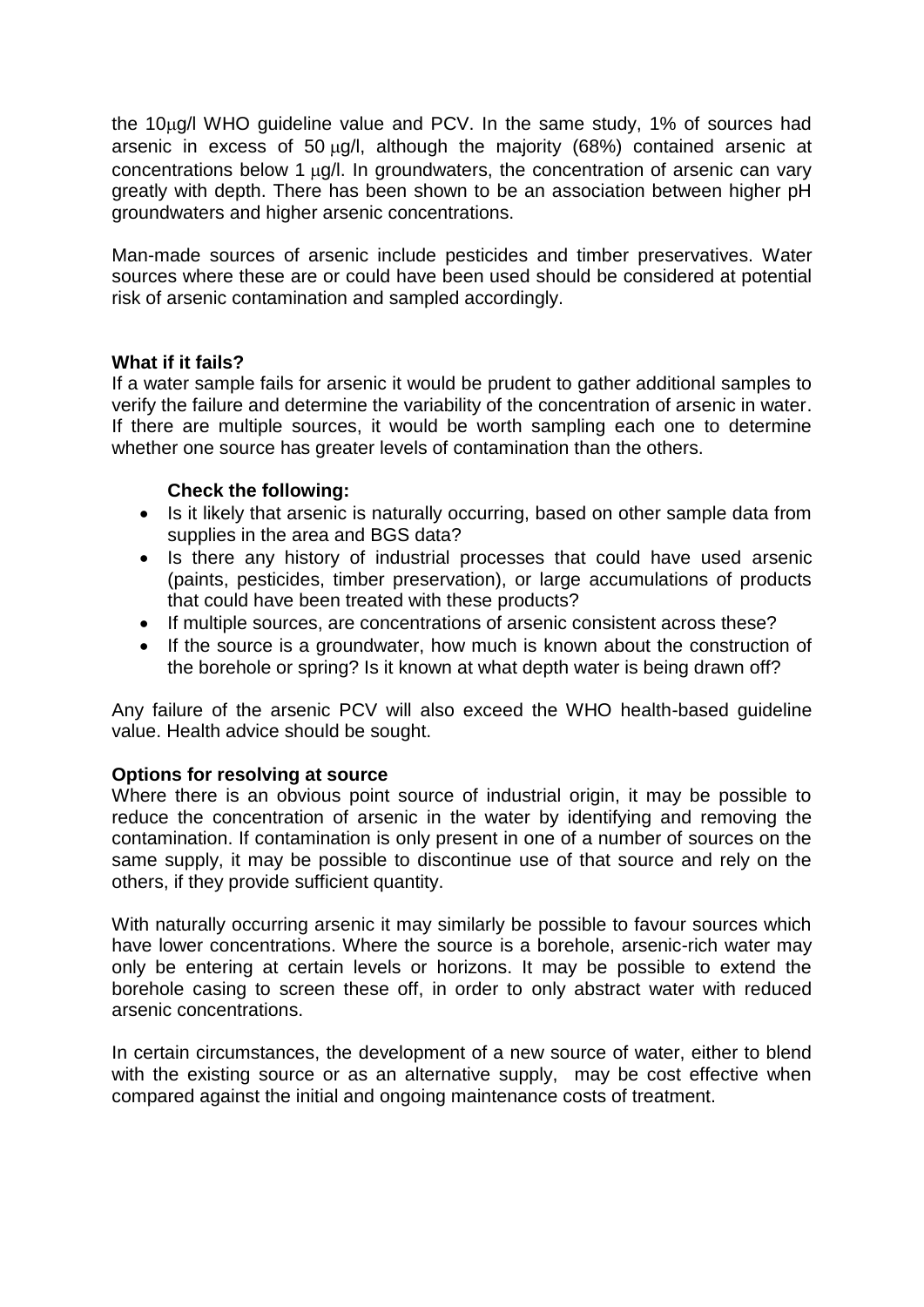the 10μg/l WHO guideline value and PCV. In the same study, 1% of sources had arsenic in excess of 50 μg/l, although the majority (68%) contained arsenic at concentrations below 1 μg/l. In groundwaters, the concentration of arsenic can vary greatly with depth. There has been shown to be an association between higher pH groundwaters and higher arsenic concentrations.

Man-made sources of arsenic include pesticides and timber preservatives. Water sources where these are or could have been used should be considered at potential risk of arsenic contamination and sampled accordingly.

**What if it fails?**

If a water sample fails for arsenic it would be prudent to gather additional samples to verify the failure and determine the variability of the concentration of arsenic in water. If there are multiple sources, it would be worth sampling each one to determine whether one source has greater levels of contamination than the others.

**Check the following:**

- Is it likely that arsenic is naturally occurring, based on other sample data from supplies in the area and BGS data?
- Is there any history of industrial processes that could have used arsenic (paints, pesticides, timber preservation), or large accumulations of products that could have been treated with these products?
- If multiple sources, are concentrations of arsenic consistent across these?
- If the source is a groundwater, how much is known about the construction of the borehole or spring? Is it known at what depth water is being drawn off?

Any failure of the arsenic PCV will also exceed the WHO health-based guideline value. Health advice should be sought.

**Options for resolving at source**

Where there is an obvious point source of industrial origin, it may be possible to reduce the concentration of arsenic in the water by identifying and removing the contamination. If contamination is only present in one of a number of sources on the same supply, it may be possible to discontinue use of that source and rely on the others, if they provide sufficient quantity.

With naturally occurring arsenic it may similarly be possible to favour sources which have lower concentrations. Where the source is a borehole, arsenic-rich water may only be entering at certain levels or horizons. It may be possible to extend the borehole casing to screen these off, in order to only abstract water with reduced arsenic concentrations.

In certain circumstances, the development of a new source of water, either to blend with the existing source or as an alternative supply, may be cost effective when compared against the initial and ongoing maintenance costs of treatment.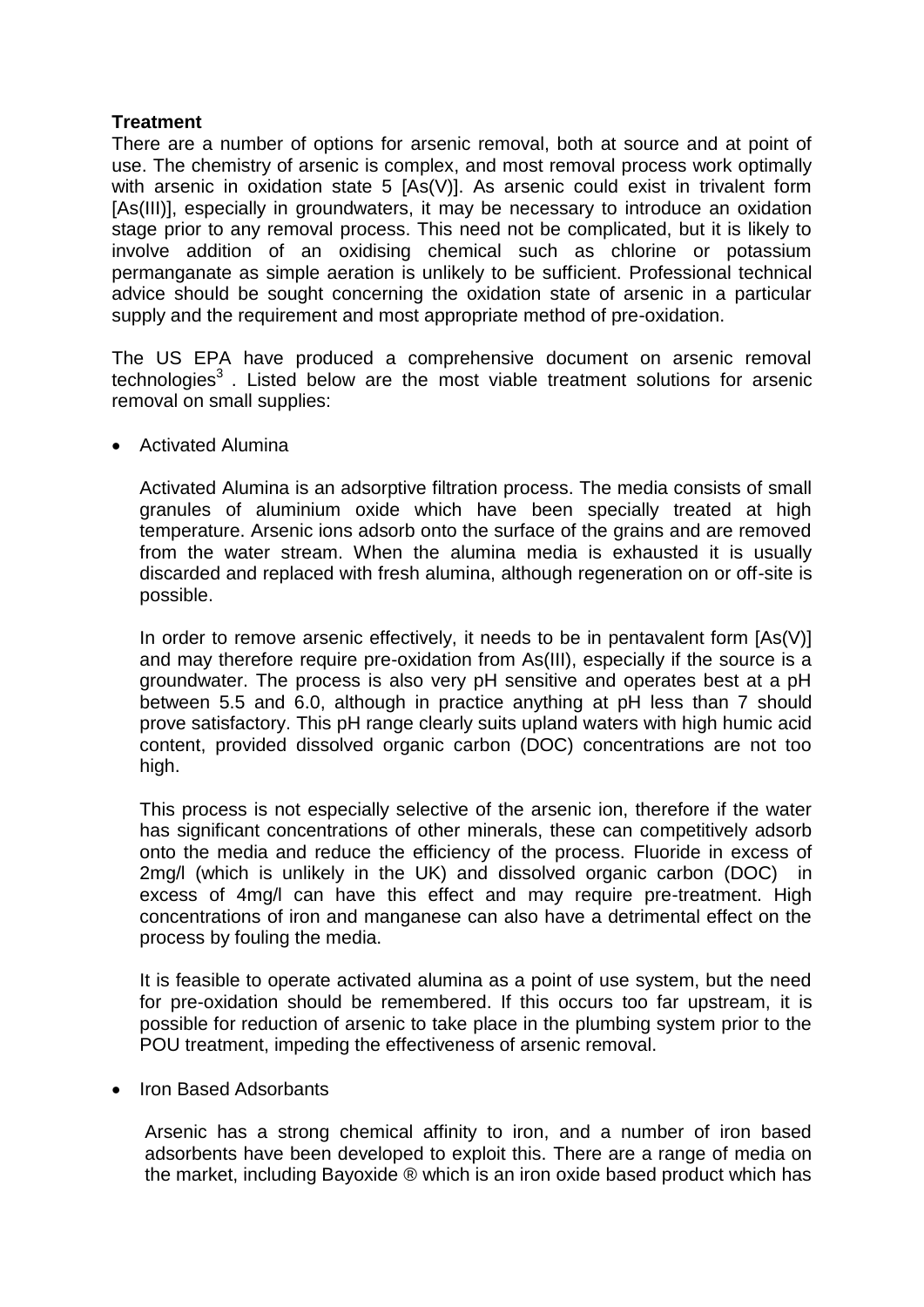**Treatment**

There are a number of options for arsenic removal, both at source and at point of use. The chemistry of arsenic is complex, and most removal process work optimally with arsenic in oxidation state 5 [As(V)]. As arsenic could exist in trivalent form [As(III)], especially in groundwaters, it may be necessary to introduce an oxidation stage prior to any removal process. This need not be complicated, but it is likely to involve addition of an oxidising chemical such as chlorine or potassium permanganate as simple aeration is unlikely to be sufficient. Professional technical advice should be sought concerning the oxidation state of arsenic in a particular supply and the requirement and most appropriate method of pre-oxidation.

The US EPA have produced a comprehensive document on arsenic removal technologies[3]. Listed below are the most viable treatment solutions for arsenic removal on small supplies:

- Activated Alumina

  Activated Alumina is an adsorptive filtration process. The media consists of small granules of aluminium oxide which have been specially treated at high temperature. Arsenic ions adsorb onto the surface of the grains and are removed from the water stream. When the alumina media is exhausted it is usually discarded and replaced with fresh alumina, although regeneration on or off-site is possible.

  In order to remove arsenic effectively, it needs to be in pentavalent form [As(V)] and may therefore require pre-oxidation from As(III), especially if the source is a groundwater. The process is also very pH sensitive and operates best at a pH between 5.5 and 6.0, although in practice anything at pH less than 7 should prove satisfactory. This pH range clearly suits upland waters with high humic acid content, provided dissolved organic carbon (DOC) concentrations are not too high.

  This process is not especially selective of the arsenic ion, therefore if the water has significant concentrations of other minerals, these can competitively adsorb onto the media and reduce the efficiency of the process. Fluoride in excess of 2mg/l (which is unlikely in the UK) and dissolved organic carbon (DOC) in excess of 4mg/l can have this effect and may require pre-treatment. High concentrations of iron and manganese can also have a detrimental effect on the process by fouling the media.

  It is feasible to operate activated alumina as a point of use system, but the need for pre-oxidation should be remembered. If this occurs too far upstream, it is possible for reduction of arsenic to take place in the plumbing system prior to the POU treatment, impeding the effectiveness of arsenic removal.

- Iron Based Adsorbants

  Arsenic has a strong chemical affinity to iron, and a number of iron based adsorbents have been developed to exploit this. There are a range of media on the market, including Bayoxide ® which is an iron oxide based product which has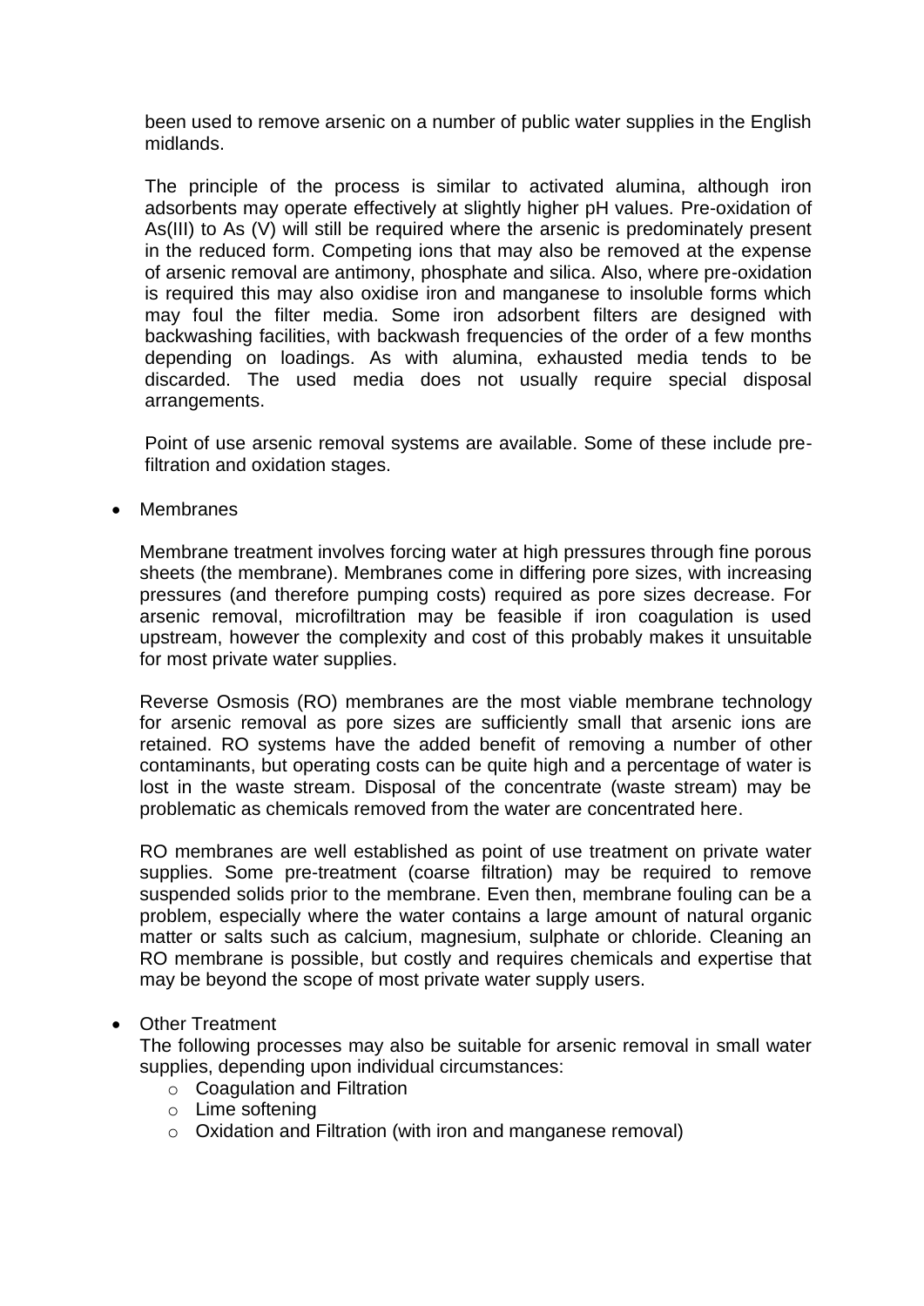been used to remove arsenic on a number of public water supplies in the English midlands.

The principle of the process is similar to activated alumina, although iron adsorbents may operate effectively at slightly higher pH values. Pre-oxidation of As(III) to As (V) will still be required where the arsenic is predominately present in the reduced form. Competing ions that may also be removed at the expense of arsenic removal are antimony, phosphate and silica. Also, where pre-oxidation is required this may also oxidise iron and manganese to insoluble forms which may foul the filter media. Some iron adsorbent filters are designed with backwashing facilities, with backwash frequencies of the order of a few months depending on loadings. As with alumina, exhausted media tends to be discarded. The used media does not usually require special disposal arrangements.

Point of use arsenic removal systems are available. Some of these include pre-filtration and oxidation stages.

- Membranes

  Membrane treatment involves forcing water at high pressures through fine porous sheets (the membrane). Membranes come in differing pore sizes, with increasing pressures (and therefore pumping costs) required as pore sizes decrease. For arsenic removal, microfiltration may be feasible if iron coagulation is used upstream, however the complexity and cost of this probably makes it unsuitable for most private water supplies.

  Reverse Osmosis (RO) membranes are the most viable membrane technology for arsenic removal as pore sizes are sufficiently small that arsenic ions are retained. RO systems have the added benefit of removing a number of other contaminants, but operating costs can be quite high and a percentage of water is lost in the waste stream. Disposal of the concentrate (waste stream) may be problematic as chemicals removed from the water are concentrated here.

  RO membranes are well established as point of use treatment on private water supplies. Some pre-treatment (coarse filtration) may be required to remove suspended solids prior to the membrane. Even then, membrane fouling can be a problem, especially where the water contains a large amount of natural organic matter or salts such as calcium, magnesium, sulphate or chloride. Cleaning an RO membrane is possible, but costly and requires chemicals and expertise that may be beyond the scope of most private water supply users.

- Other Treatment

  The following processes may also be suitable for arsenic removal in small water supplies, depending upon individual circumstances:
  - Coagulation and Filtration
  - Lime softening
  - Oxidation and Filtration (with iron and manganese removal)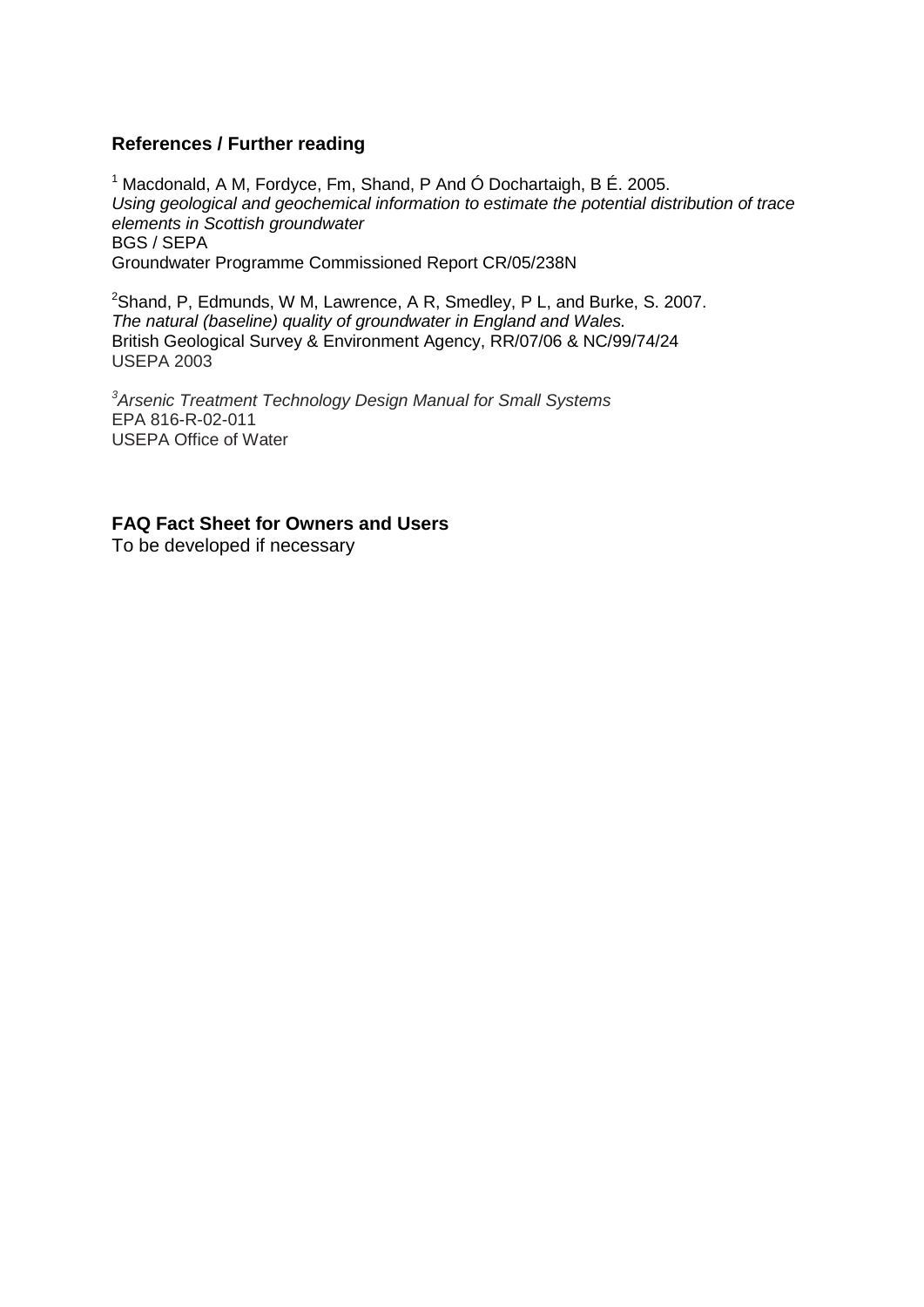**References / Further reading**

[1] Macdonald, A M, Fordyce, Fm, Shand, P And Ó Dochartaigh, B É. 2005.
*Using geological and geochemical information to estimate the potential distribution of trace elements in Scottish groundwater*
BGS / SEPA
Groundwater Programme Commissioned Report CR/05/238N

[2]Shand, P, Edmunds, W M, Lawrence, A R, Smedley, P L, and Burke, S. 2007.
*The natural (baseline) quality of groundwater in England and Wales.*
British Geological Survey & Environment Agency, RR/07/06 & NC/99/74/24
USEPA 2003

[3]*Arsenic Treatment Technology Design Manual for Small Systems*
EPA 816-R-02-011
USEPA Office of Water

**FAQ Fact Sheet for Owners and Users**
To be developed if necessary